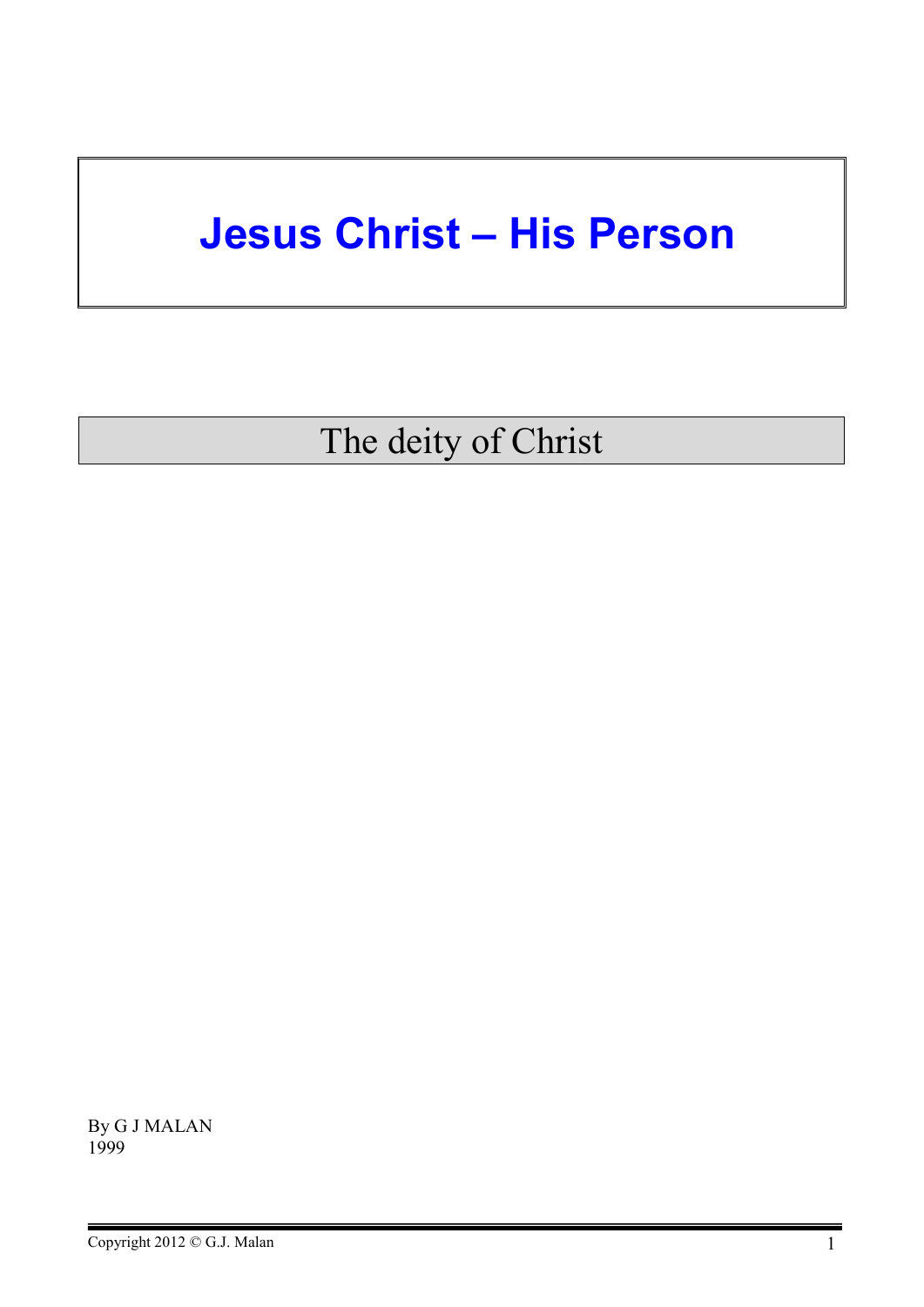# Jesus Christ – His Person

## The deity of Christ

By G J MALAN
1999

Copyright 2012 © G.J. Malan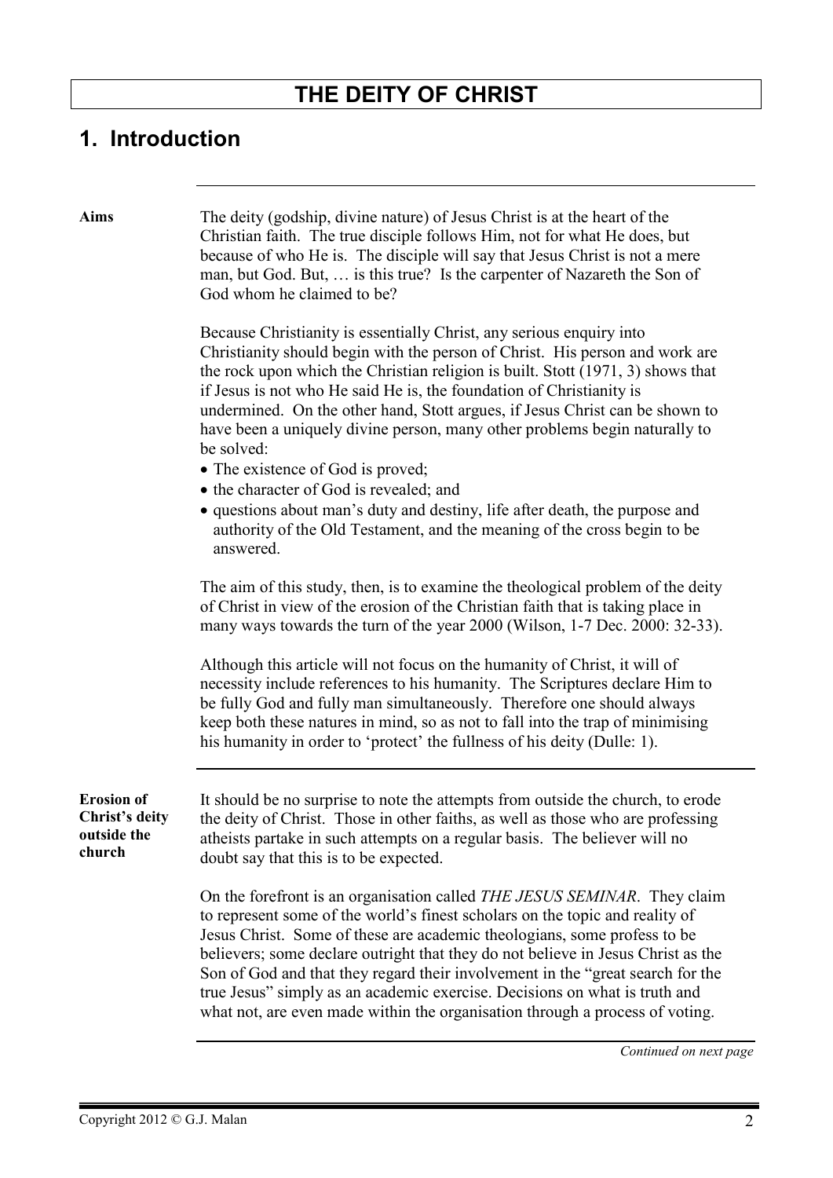# THE DEITY OF CHRIST

## 1. Introduction

**Aims**

The deity (godship, divine nature) of Jesus Christ is at the heart of the Christian faith. The true disciple follows Him, not for what He does, but because of who He is. The disciple will say that Jesus Christ is not a mere man, but God. But, … is this true? Is the carpenter of Nazareth the Son of God whom he claimed to be?

Because Christianity is essentially Christ, any serious enquiry into Christianity should begin with the person of Christ. His person and work are the rock upon which the Christian religion is built. Stott (1971, 3) shows that if Jesus is not who He said He is, the foundation of Christianity is undermined. On the other hand, Stott argues, if Jesus Christ can be shown to have been a uniquely divine person, many other problems begin naturally to be solved:

- The existence of God is proved;
- the character of God is revealed; and
- questions about man's duty and destiny, life after death, the purpose and authority of the Old Testament, and the meaning of the cross begin to be answered.

The aim of this study, then, is to examine the theological problem of the deity of Christ in view of the erosion of the Christian faith that is taking place in many ways towards the turn of the year 2000 (Wilson, 1-7 Dec. 2000: 32-33).

Although this article will not focus on the humanity of Christ, it will of necessity include references to his humanity. The Scriptures declare Him to be fully God and fully man simultaneously. Therefore one should always keep both these natures in mind, so as not to fall into the trap of minimising his humanity in order to 'protect' the fullness of his deity (Dulle: 1).

**Erosion of Christ's deity outside the church**

It should be no surprise to note the attempts from outside the church, to erode the deity of Christ. Those in other faiths, as well as those who are professing atheists partake in such attempts on a regular basis. The believer will no doubt say that this is to be expected.

On the forefront is an organisation called *THE JESUS SEMINAR*. They claim to represent some of the world's finest scholars on the topic and reality of Jesus Christ. Some of these are academic theologians, some profess to be believers; some declare outright that they do not believe in Jesus Christ as the Son of God and that they regard their involvement in the "great search for the true Jesus" simply as an academic exercise. Decisions on what is truth and what not, are even made within the organisation through a process of voting.

*Continued on next page*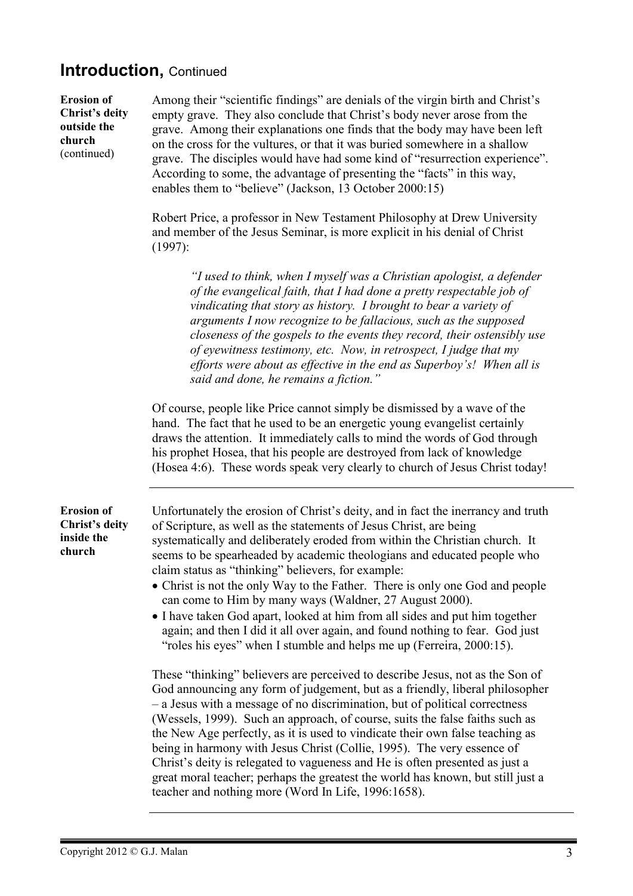## Introduction, Continued

**Erosion of Christ's deity outside the church** (continued)

Among their "scientific findings" are denials of the virgin birth and Christ's empty grave. They also conclude that Christ's body never arose from the grave. Among their explanations one finds that the body may have been left on the cross for the vultures, or that it was buried somewhere in a shallow grave. The disciples would have had some kind of "resurrection experience". According to some, the advantage of presenting the "facts" in this way, enables them to "believe" (Jackson, 13 October 2000:15)

Robert Price, a professor in New Testament Philosophy at Drew University and member of the Jesus Seminar, is more explicit in his denial of Christ (1997):

> *"I used to think, when I myself was a Christian apologist, a defender of the evangelical faith, that I had done a pretty respectable job of vindicating that story as history. I brought to bear a variety of arguments I now recognize to be fallacious, such as the supposed closeness of the gospels to the events they record, their ostensibly use of eyewitness testimony, etc. Now, in retrospect, I judge that my efforts were about as effective in the end as Superboy's! When all is said and done, he remains a fiction."*

Of course, people like Price cannot simply be dismissed by a wave of the hand. The fact that he used to be an energetic young evangelist certainly draws the attention. It immediately calls to mind the words of God through his prophet Hosea, that his people are destroyed from lack of knowledge (Hosea 4:6). These words speak very clearly to church of Jesus Christ today!

---

**Erosion of Christ's deity inside the church**

Unfortunately the erosion of Christ's deity, and in fact the inerrancy and truth of Scripture, as well as the statements of Jesus Christ, are being systematically and deliberately eroded from within the Christian church. It seems to be spearheaded by academic theologians and educated people who claim status as "thinking" believers, for example:

- Christ is not the only Way to the Father. There is only one God and people can come to Him by many ways (Waldner, 27 August 2000).
- I have taken God apart, looked at him from all sides and put him together again; and then I did it all over again, and found nothing to fear. God just "roles his eyes" when I stumble and helps me up (Ferreira, 2000:15).

These "thinking" believers are perceived to describe Jesus, not as the Son of God announcing any form of judgement, but as a friendly, liberal philosopher – a Jesus with a message of no discrimination, but of political correctness (Wessels, 1999). Such an approach, of course, suits the false faiths such as the New Age perfectly, as it is used to vindicate their own false teaching as being in harmony with Jesus Christ (Collie, 1995). The very essence of Christ's deity is relegated to vagueness and He is often presented as just a great moral teacher; perhaps the greatest the world has known, but still just a teacher and nothing more (Word In Life, 1996:1658).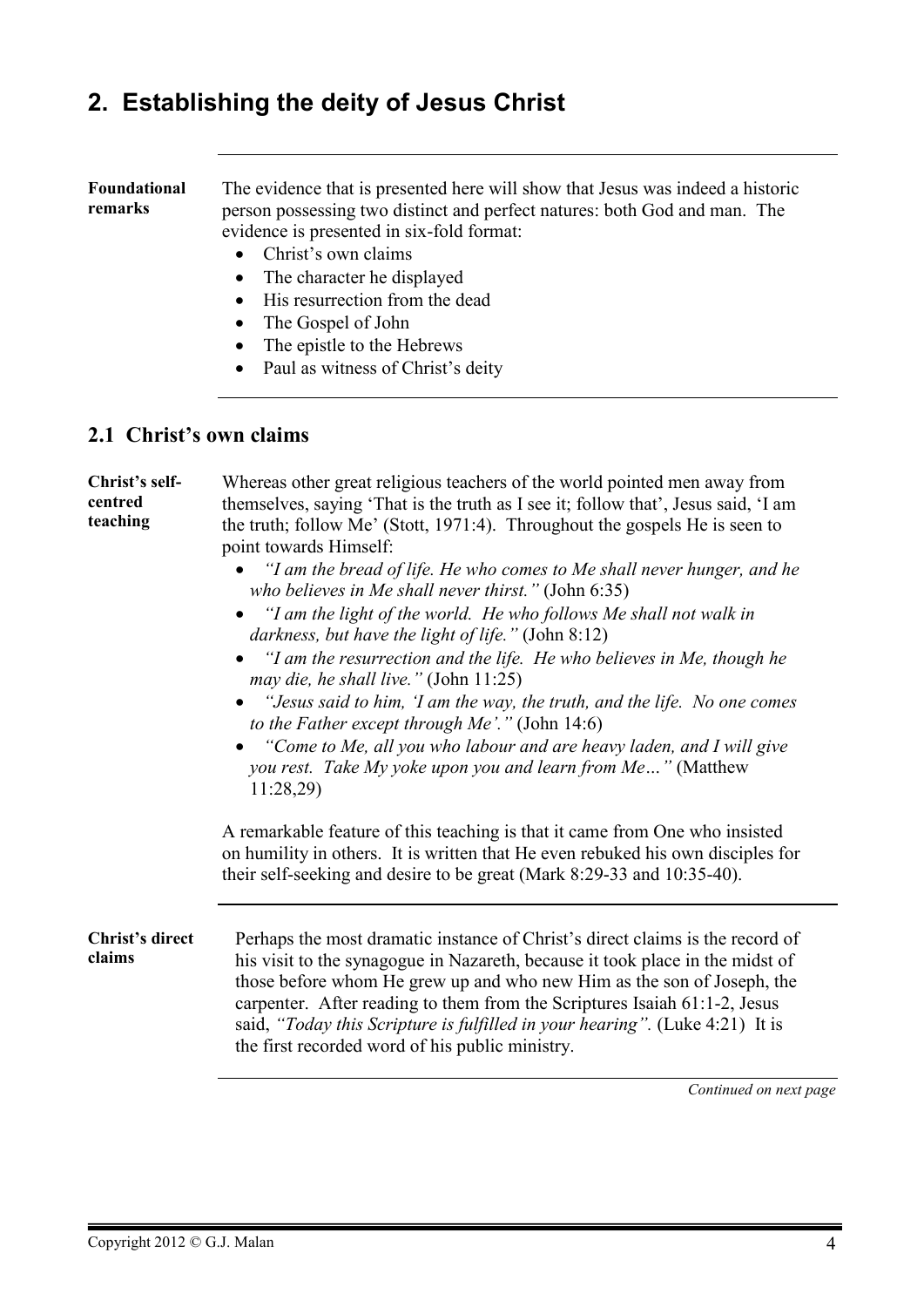# 2. Establishing the deity of Jesus Christ

**Foundational remarks**

The evidence that is presented here will show that Jesus was indeed a historic person possessing two distinct and perfect natures: both God and man. The evidence is presented in six-fold format:

- Christ's own claims
- The character he displayed
- His resurrection from the dead
- The Gospel of John
- The epistle to the Hebrews
- Paul as witness of Christ's deity

## 2.1 Christ's own claims

**Christ's self-centred teaching**

Whereas other great religious teachers of the world pointed men away from themselves, saying 'That is the truth as I see it; follow that', Jesus said, 'I am the truth; follow Me' (Stott, 1971:4). Throughout the gospels He is seen to point towards Himself:

- *"I am the bread of life. He who comes to Me shall never hunger, and he who believes in Me shall never thirst."* (John 6:35)
- *"I am the light of the world. He who follows Me shall not walk in darkness, but have the light of life."* (John 8:12)
- *"I am the resurrection and the life. He who believes in Me, though he may die, he shall live."* (John 11:25)
- *"Jesus said to him, 'I am the way, the truth, and the life. No one comes to the Father except through Me'."* (John 14:6)
- *"Come to Me, all you who labour and are heavy laden, and I will give you rest. Take My yoke upon you and learn from Me…"* (Matthew 11:28,29)

A remarkable feature of this teaching is that it came from One who insisted on humility in others. It is written that He even rebuked his own disciples for their self-seeking and desire to be great (Mark 8:29-33 and 10:35-40).

**Christ's direct claims**

Perhaps the most dramatic instance of Christ's direct claims is the record of his visit to the synagogue in Nazareth, because it took place in the midst of those before whom He grew up and who new Him as the son of Joseph, the carpenter. After reading to them from the Scriptures Isaiah 61:1-2, Jesus said, *"Today this Scripture is fulfilled in your hearing".* (Luke 4:21) It is the first recorded word of his public ministry.

*Continued on next page*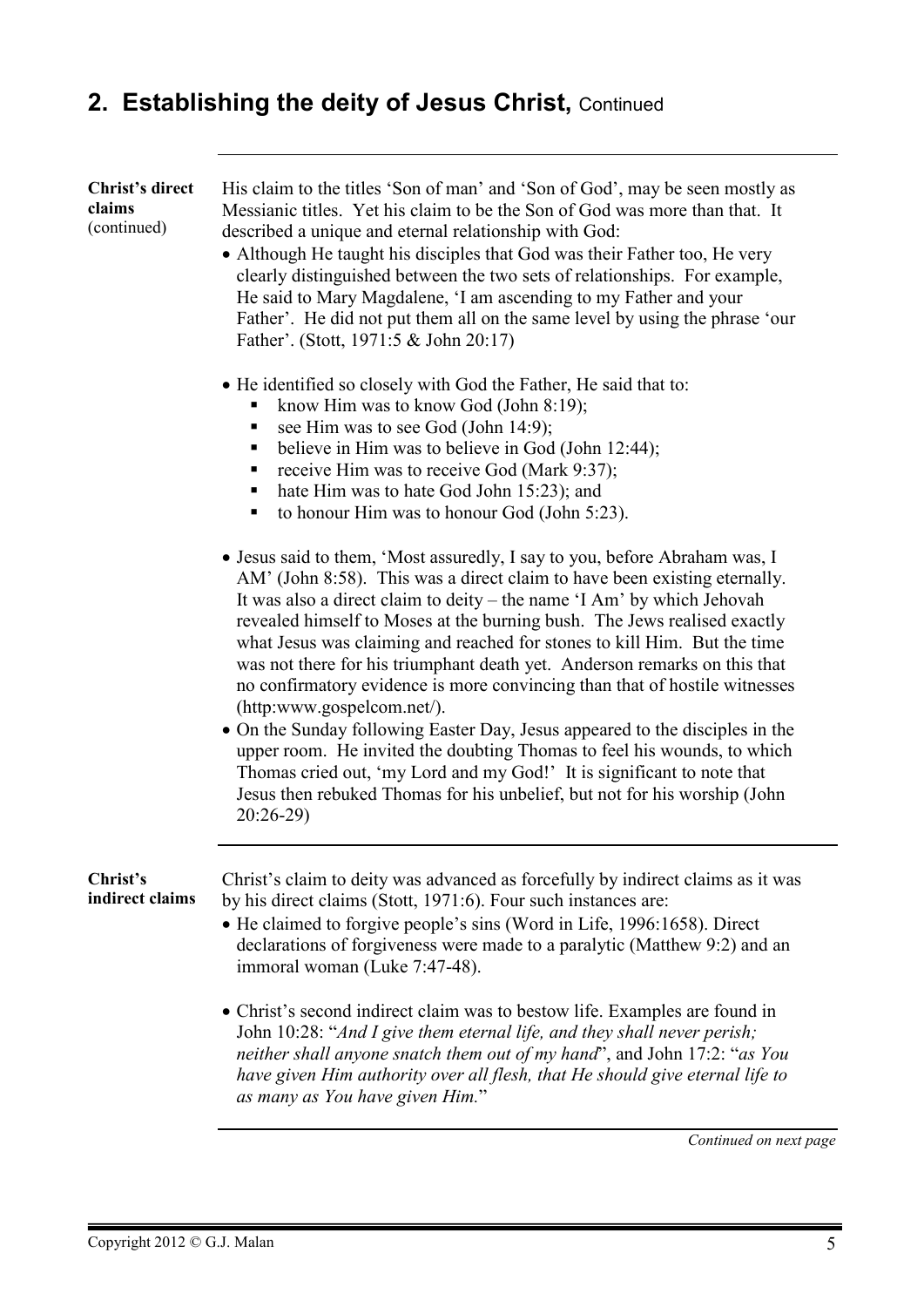## 2. Establishing the deity of Jesus Christ, Continued

**Christ's direct claims** (continued)

His claim to the titles 'Son of man' and 'Son of God', may be seen mostly as Messianic titles. Yet his claim to be the Son of God was more than that. It described a unique and eternal relationship with God:

- Although He taught his disciples that God was their Father too, He very clearly distinguished between the two sets of relationships. For example, He said to Mary Magdalene, 'I am ascending to my Father and your Father'. He did not put them all on the same level by using the phrase 'our Father'. (Stott, 1971:5 & John 20:17)

- He identified so closely with God the Father, He said that to:
  - know Him was to know God (John 8:19);
  - see Him was to see God (John 14:9);
  - believe in Him was to believe in God (John 12:44);
  - receive Him was to receive God (Mark 9:37);
  - hate Him was to hate God John 15:23); and
  - to honour Him was to honour God (John 5:23).

- Jesus said to them, 'Most assuredly, I say to you, before Abraham was, I AM' (John 8:58). This was a direct claim to have been existing eternally. It was also a direct claim to deity – the name 'I Am' by which Jehovah revealed himself to Moses at the burning bush. The Jews realised exactly what Jesus was claiming and reached for stones to kill Him. But the time was not there for his triumphant death yet. Anderson remarks on this that no confirmatory evidence is more convincing than that of hostile witnesses (http:www.gospelcom.net/).
- On the Sunday following Easter Day, Jesus appeared to the disciples in the upper room. He invited the doubting Thomas to feel his wounds, to which Thomas cried out, 'my Lord and my God!' It is significant to note that Jesus then rebuked Thomas for his unbelief, but not for his worship (John 20:26-29)

**Christ's indirect claims**

Christ's claim to deity was advanced as forcefully by indirect claims as it was by his direct claims (Stott, 1971:6). Four such instances are:

- He claimed to forgive people's sins (Word in Life, 1996:1658). Direct declarations of forgiveness were made to a paralytic (Matthew 9:2) and an immoral woman (Luke 7:47-48).

- Christ's second indirect claim was to bestow life. Examples are found in John 10:28: "*And I give them eternal life, and they shall never perish; neither shall anyone snatch them out of my hand*", and John 17:2: "*as You have given Him authority over all flesh, that He should give eternal life to as many as You have given Him.*"

*Continued on next page*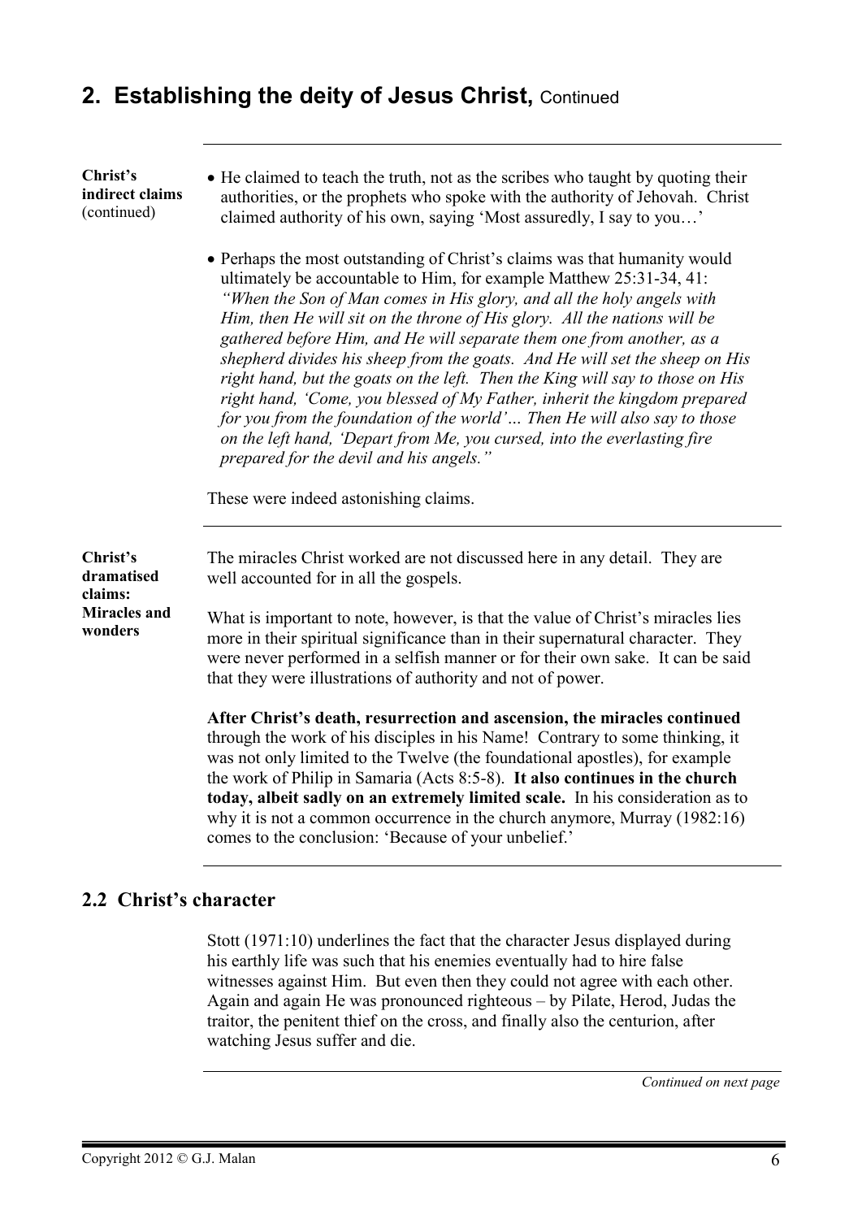## 2. Establishing the deity of Jesus Christ, Continued

**Christ's indirect claims** (continued)

- He claimed to teach the truth, not as the scribes who taught by quoting their authorities, or the prophets who spoke with the authority of Jehovah. Christ claimed authority of his own, saying 'Most assuredly, I say to you…'

- Perhaps the most outstanding of Christ's claims was that humanity would ultimately be accountable to Him, for example Matthew 25:31-34, 41: *"When the Son of Man comes in His glory, and all the holy angels with Him, then He will sit on the throne of His glory. All the nations will be gathered before Him, and He will separate them one from another, as a shepherd divides his sheep from the goats. And He will set the sheep on His right hand, but the goats on the left. Then the King will say to those on His right hand, 'Come, you blessed of My Father, inherit the kingdom prepared for you from the foundation of the world'… Then He will also say to those on the left hand, 'Depart from Me, you cursed, into the everlasting fire prepared for the devil and his angels."*

These were indeed astonishing claims.

**Christ's dramatised claims: Miracles and wonders**

The miracles Christ worked are not discussed here in any detail. They are well accounted for in all the gospels.

What is important to note, however, is that the value of Christ's miracles lies more in their spiritual significance than in their supernatural character. They were never performed in a selfish manner or for their own sake. It can be said that they were illustrations of authority and not of power.

**After Christ's death, resurrection and ascension, the miracles continued** through the work of his disciples in his Name! Contrary to some thinking, it was not only limited to the Twelve (the foundational apostles), for example the work of Philip in Samaria (Acts 8:5-8). **It also continues in the church today, albeit sadly on an extremely limited scale.** In his consideration as to why it is not a common occurrence in the church anymore, Murray (1982:16) comes to the conclusion: 'Because of your unbelief.'

### 2.2 Christ's character

Stott (1971:10) underlines the fact that the character Jesus displayed during his earthly life was such that his enemies eventually had to hire false witnesses against Him. But even then they could not agree with each other. Again and again He was pronounced righteous – by Pilate, Herod, Judas the traitor, the penitent thief on the cross, and finally also the centurion, after watching Jesus suffer and die.

*Continued on next page*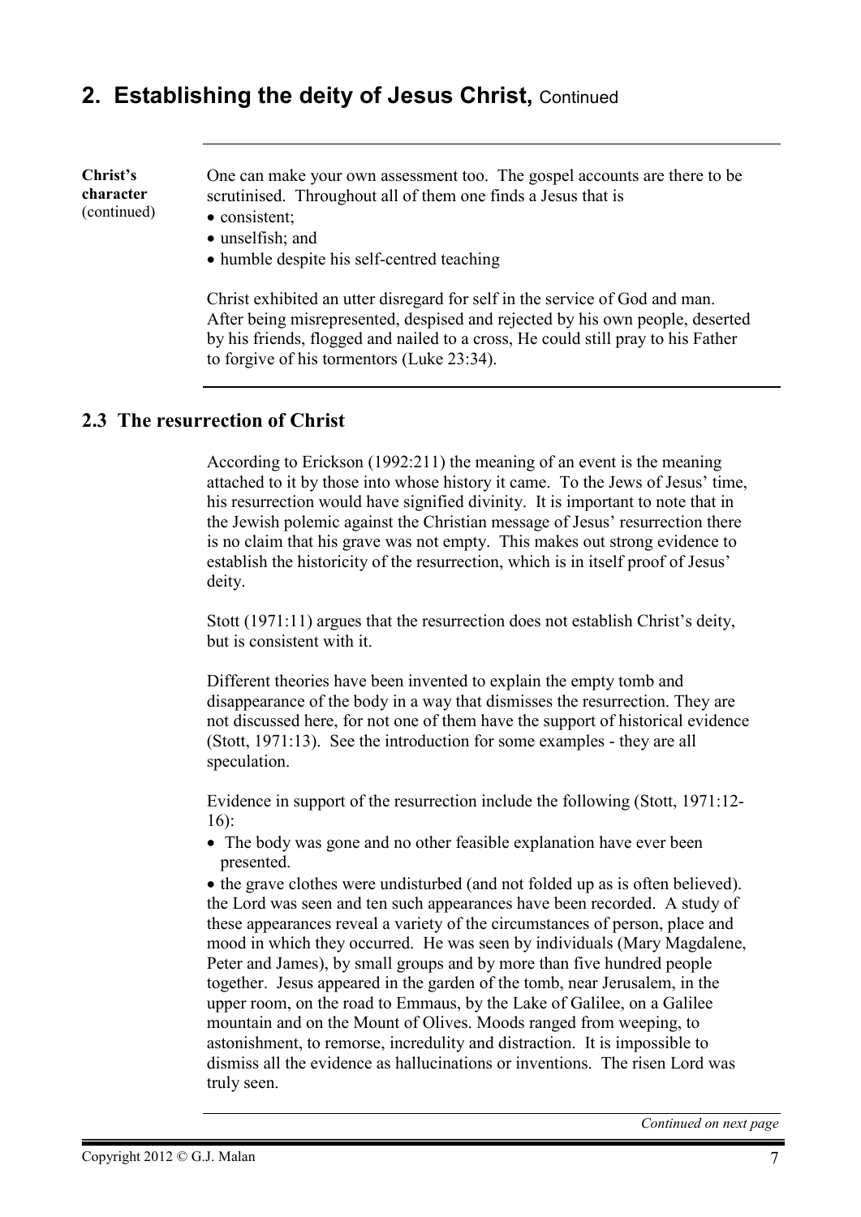## 2. Establishing the deity of Jesus Christ, Continued

**Christ's character** (continued)

One can make your own assessment too. The gospel accounts are there to be scrutinised. Throughout all of them one finds a Jesus that is

- consistent;
- unselfish; and
- humble despite his self-centred teaching

Christ exhibited an utter disregard for self in the service of God and man. After being misrepresented, despised and rejected by his own people, deserted by his friends, flogged and nailed to a cross, He could still pray to his Father to forgive of his tormentors (Luke 23:34).

### 2.3 The resurrection of Christ

According to Erickson (1992:211) the meaning of an event is the meaning attached to it by those into whose history it came. To the Jews of Jesus' time, his resurrection would have signified divinity. It is important to note that in the Jewish polemic against the Christian message of Jesus' resurrection there is no claim that his grave was not empty. This makes out strong evidence to establish the historicity of the resurrection, which is in itself proof of Jesus' deity.

Stott (1971:11) argues that the resurrection does not establish Christ's deity, but is consistent with it.

Different theories have been invented to explain the empty tomb and disappearance of the body in a way that dismisses the resurrection. They are not discussed here, for not one of them have the support of historical evidence (Stott, 1971:13). See the introduction for some examples - they are all speculation.

Evidence in support of the resurrection include the following (Stott, 1971:12-16):

- The body was gone and no other feasible explanation have ever been presented.
- the grave clothes were undisturbed (and not folded up as is often believed). the Lord was seen and ten such appearances have been recorded. A study of these appearances reveal a variety of the circumstances of person, place and mood in which they occurred. He was seen by individuals (Mary Magdalene, Peter and James), by small groups and by more than five hundred people together. Jesus appeared in the garden of the tomb, near Jerusalem, in the upper room, on the road to Emmaus, by the Lake of Galilee, on a Galilee mountain and on the Mount of Olives. Moods ranged from weeping, to astonishment, to remorse, incredulity and distraction. It is impossible to dismiss all the evidence as hallucinations or inventions. The risen Lord was truly seen.

*Continued on next page*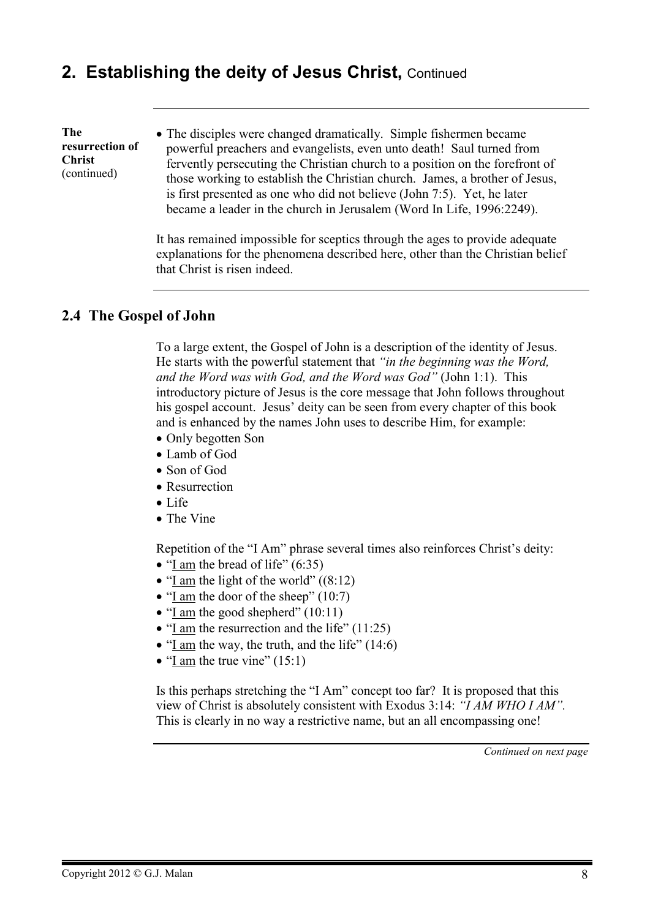## 2. Establishing the deity of Jesus Christ, Continued

**The resurrection of Christ** (continued)

- The disciples were changed dramatically. Simple fishermen became powerful preachers and evangelists, even unto death! Saul turned from fervently persecuting the Christian church to a position on the forefront of those working to establish the Christian church. James, a brother of Jesus, is first presented as one who did not believe (John 7:5). Yet, he later became a leader in the church in Jerusalem (Word In Life, 1996:2249).

It has remained impossible for sceptics through the ages to provide adequate explanations for the phenomena described here, other than the Christian belief that Christ is risen indeed.

### 2.4 The Gospel of John

To a large extent, the Gospel of John is a description of the identity of Jesus. He starts with the powerful statement that *"in the beginning was the Word, and the Word was with God, and the Word was God"* (John 1:1). This introductory picture of Jesus is the core message that John follows throughout his gospel account. Jesus' deity can be seen from every chapter of this book and is enhanced by the names John uses to describe Him, for example:

- Only begotten Son
- Lamb of God
- Son of God
- Resurrection
- Life
- The Vine

Repetition of the "I Am" phrase several times also reinforces Christ's deity:

- "<u>I am</u> the bread of life" (6:35)
- "<u>I am</u> the light of the world" ((8:12)
- "<u>I am</u> the door of the sheep" (10:7)
- "<u>I am</u> the good shepherd" (10:11)
- "<u>I am</u> the resurrection and the life" (11:25)
- "<u>I am</u> the way, the truth, and the life" (14:6)
- "<u>I am</u> the true vine" (15:1)

Is this perhaps stretching the "I Am" concept too far? It is proposed that this view of Christ is absolutely consistent with Exodus 3:14: *"I AM WHO I AM".* This is clearly in no way a restrictive name, but an all encompassing one!

*Continued on next page*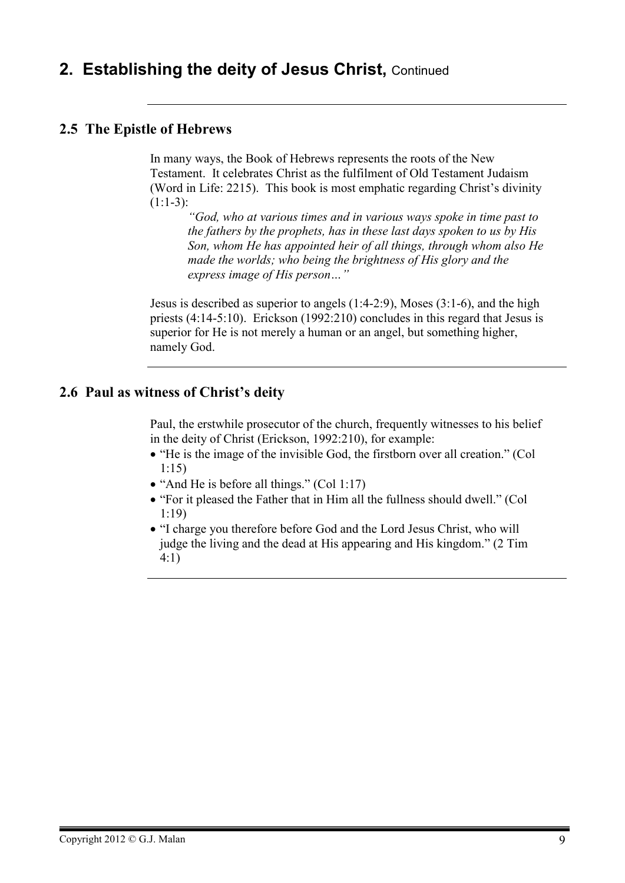# 2. Establishing the deity of Jesus Christ, Continued

## 2.5 The Epistle of Hebrews

In many ways, the Book of Hebrews represents the roots of the New Testament. It celebrates Christ as the fulfilment of Old Testament Judaism (Word in Life: 2215). This book is most emphatic regarding Christ's divinity (1:1-3):

> *"God, who at various times and in various ways spoke in time past to the fathers by the prophets, has in these last days spoken to us by His Son, whom He has appointed heir of all things, through whom also He made the worlds; who being the brightness of His glory and the express image of His person…"*

Jesus is described as superior to angels (1:4-2:9), Moses (3:1-6), and the high priests (4:14-5:10). Erickson (1992:210) concludes in this regard that Jesus is superior for He is not merely a human or an angel, but something higher, namely God.

## 2.6 Paul as witness of Christ's deity

Paul, the erstwhile prosecutor of the church, frequently witnesses to his belief in the deity of Christ (Erickson, 1992:210), for example:

- "He is the image of the invisible God, the firstborn over all creation." (Col 1:15)
- "And He is before all things." (Col 1:17)
- "For it pleased the Father that in Him all the fullness should dwell." (Col 1:19)
- "I charge you therefore before God and the Lord Jesus Christ, who will judge the living and the dead at His appearing and His kingdom." (2 Tim 4:1)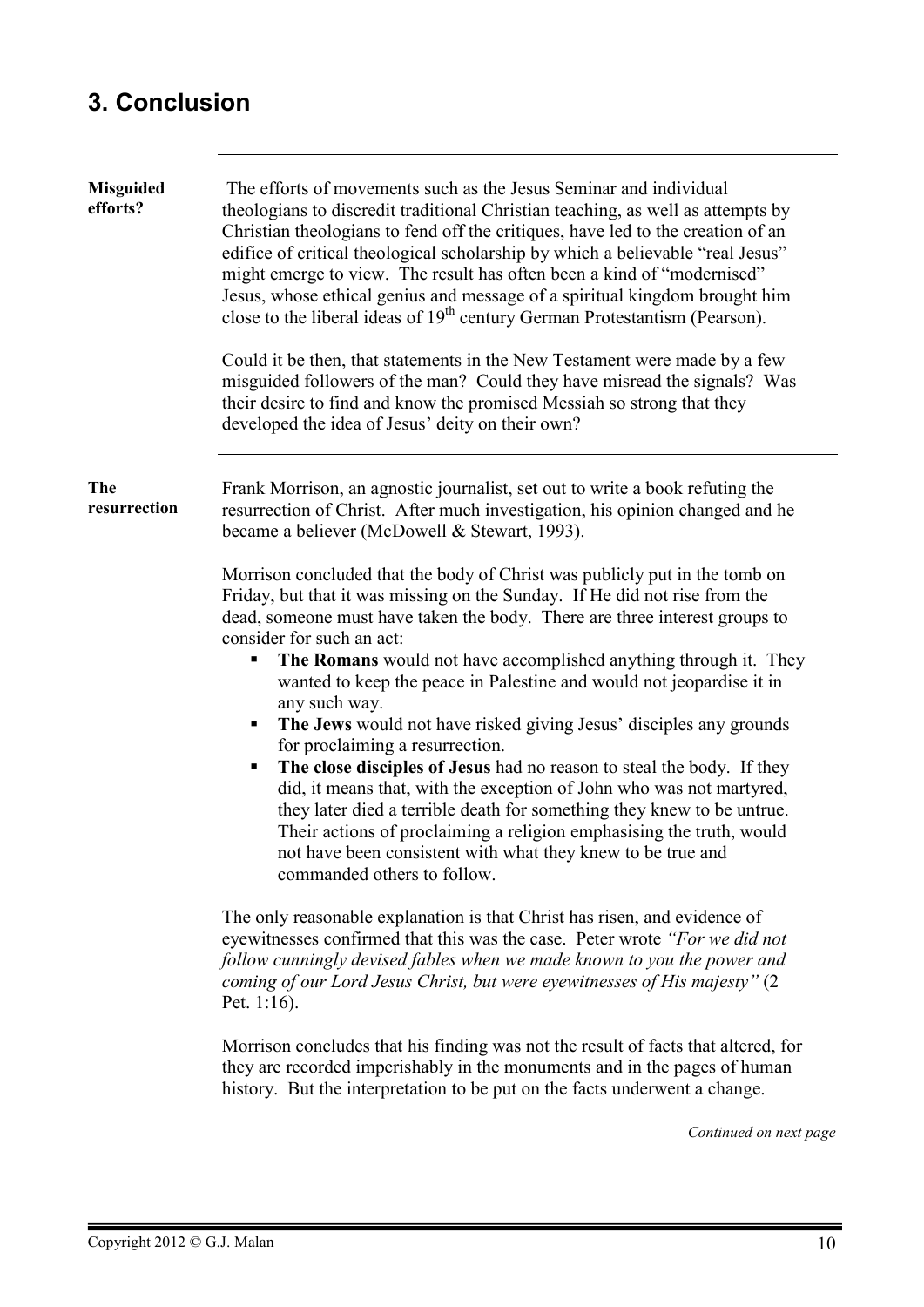## 3. Conclusion

**Misguided efforts?**

The efforts of movements such as the Jesus Seminar and individual theologians to discredit traditional Christian teaching, as well as attempts by Christian theologians to fend off the critiques, have led to the creation of an edifice of critical theological scholarship by which a believable "real Jesus" might emerge to view. The result has often been a kind of "modernised" Jesus, whose ethical genius and message of a spiritual kingdom brought him close to the liberal ideas of 19th century German Protestantism (Pearson).

Could it be then, that statements in the New Testament were made by a few misguided followers of the man? Could they have misread the signals? Was their desire to find and know the promised Messiah so strong that they developed the idea of Jesus' deity on their own?

**The resurrection**

Frank Morrison, an agnostic journalist, set out to write a book refuting the resurrection of Christ. After much investigation, his opinion changed and he became a believer (McDowell & Stewart, 1993).

Morrison concluded that the body of Christ was publicly put in the tomb on Friday, but that it was missing on the Sunday. If He did not rise from the dead, someone must have taken the body. There are three interest groups to consider for such an act:

- **The Romans** would not have accomplished anything through it. They wanted to keep the peace in Palestine and would not jeopardise it in any such way.
- **The Jews** would not have risked giving Jesus' disciples any grounds for proclaiming a resurrection.
- **The close disciples of Jesus** had no reason to steal the body. If they did, it means that, with the exception of John who was not martyred, they later died a terrible death for something they knew to be untrue. Their actions of proclaiming a religion emphasising the truth, would not have been consistent with what they knew to be true and commanded others to follow.

The only reasonable explanation is that Christ has risen, and evidence of eyewitnesses confirmed that this was the case. Peter wrote *"For we did not follow cunningly devised fables when we made known to you the power and coming of our Lord Jesus Christ, but were eyewitnesses of His majesty"* (2 Pet. 1:16).

Morrison concludes that his finding was not the result of facts that altered, for they are recorded imperishably in the monuments and in the pages of human history. But the interpretation to be put on the facts underwent a change.

*Continued on next page*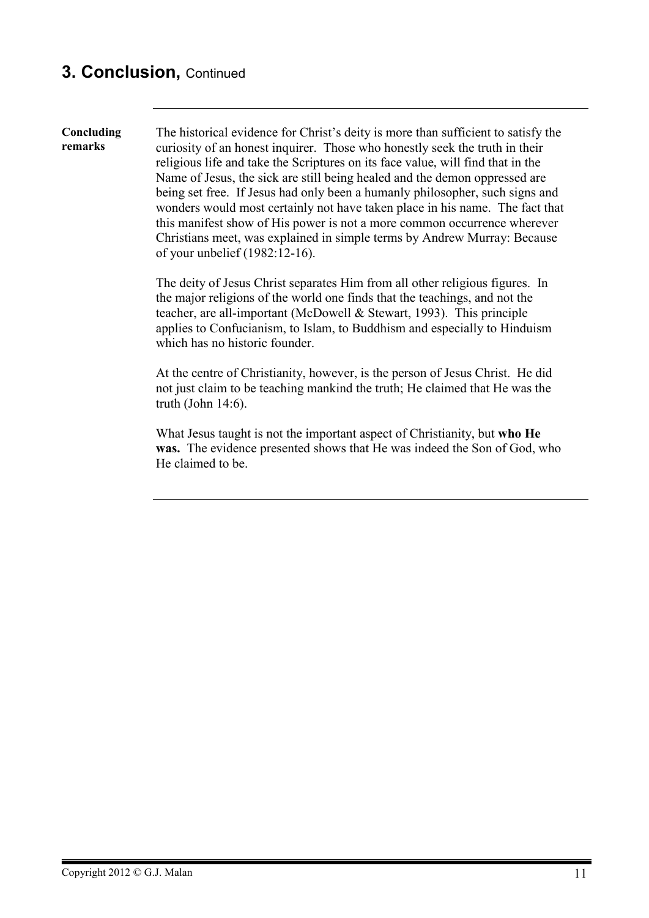## 3. Conclusion, Continued

**Concluding remarks**

The historical evidence for Christ's deity is more than sufficient to satisfy the curiosity of an honest inquirer. Those who honestly seek the truth in their religious life and take the Scriptures on its face value, will find that in the Name of Jesus, the sick are still being healed and the demon oppressed are being set free. If Jesus had only been a humanly philosopher, such signs and wonders would most certainly not have taken place in his name. The fact that this manifest show of His power is not a more common occurrence wherever Christians meet, was explained in simple terms by Andrew Murray: Because of your unbelief (1982:12-16).

The deity of Jesus Christ separates Him from all other religious figures. In the major religions of the world one finds that the teachings, and not the teacher, are all-important (McDowell & Stewart, 1993). This principle applies to Confucianism, to Islam, to Buddhism and especially to Hinduism which has no historic founder.

At the centre of Christianity, however, is the person of Jesus Christ. He did not just claim to be teaching mankind the truth; He claimed that He was the truth (John 14:6).

What Jesus taught is not the important aspect of Christianity, but **who He was.** The evidence presented shows that He was indeed the Son of God, who He claimed to be.

Copyright 2012 © G.J. Malan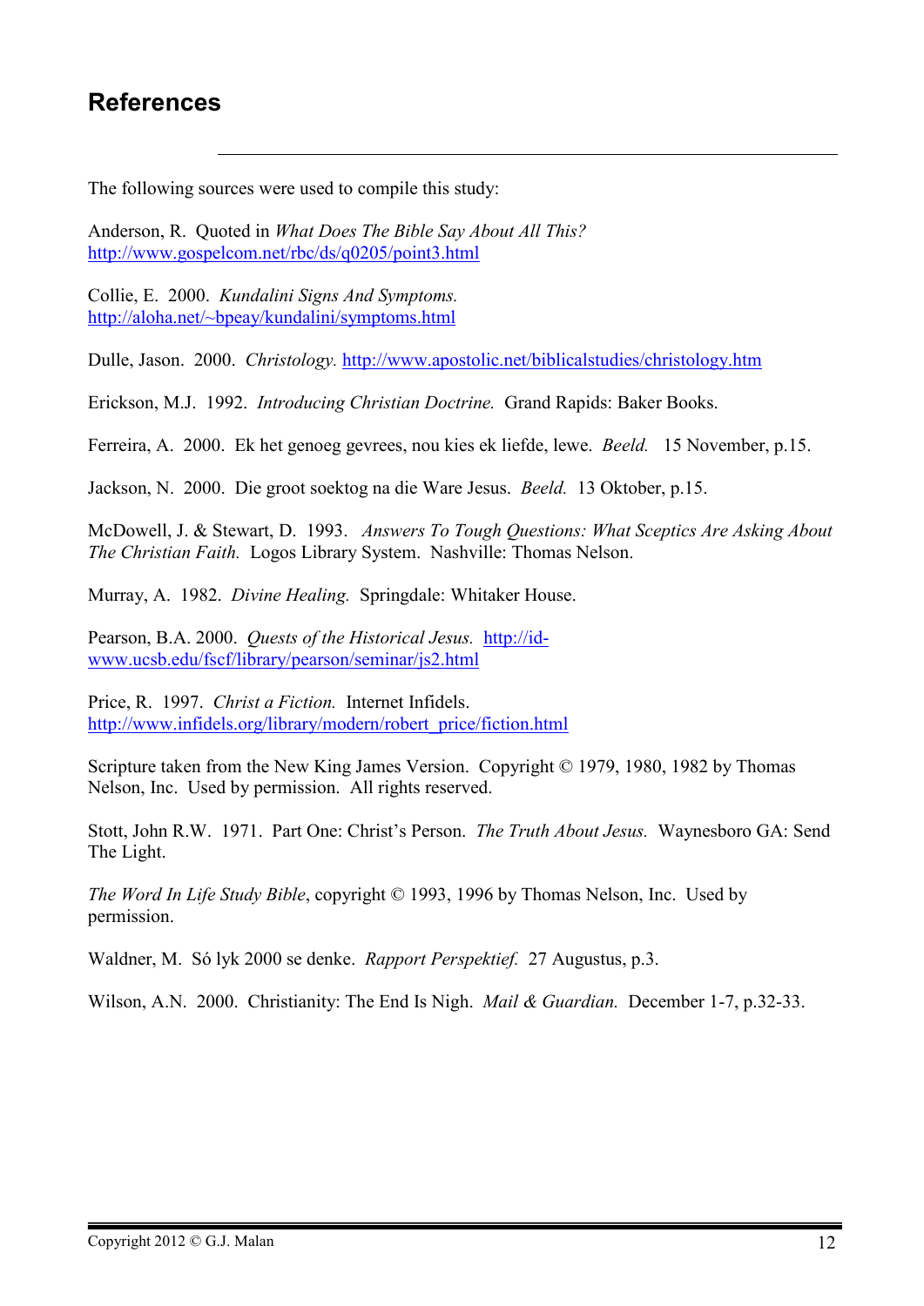## References

The following sources were used to compile this study:

Anderson, R. Quoted in *What Does The Bible Say About All This?* http://www.gospelcom.net/rbc/ds/q0205/point3.html

Collie, E. 2000. *Kundalini Signs And Symptoms.* http://aloha.net/~bpeay/kundalini/symptoms.html

Dulle, Jason. 2000. *Christology.* http://www.apostolic.net/biblicalstudies/christology.htm

Erickson, M.J. 1992. *Introducing Christian Doctrine.* Grand Rapids: Baker Books.

Ferreira, A. 2000. Ek het genoeg gevrees, nou kies ek liefde, lewe. *Beeld.* 15 November, p.15.

Jackson, N. 2000. Die groot soektog na die Ware Jesus. *Beeld.* 13 Oktober, p.15.

McDowell, J. & Stewart, D. 1993. *Answers To Tough Questions: What Sceptics Are Asking About The Christian Faith.* Logos Library System. Nashville: Thomas Nelson.

Murray, A. 1982. *Divine Healing.* Springdale: Whitaker House.

Pearson, B.A. 2000. *Quests of the Historical Jesus.* http://id-www.ucsb.edu/fscf/library/pearson/seminar/js2.html

Price, R. 1997. *Christ a Fiction.* Internet Infidels. http://www.infidels.org/library/modern/robert_price/fiction.html

Scripture taken from the New King James Version. Copyright © 1979, 1980, 1982 by Thomas Nelson, Inc. Used by permission. All rights reserved.

Stott, John R.W. 1971. Part One: Christ's Person. *The Truth About Jesus.* Waynesboro GA: Send The Light.

*The Word In Life Study Bible*, copyright © 1993, 1996 by Thomas Nelson, Inc. Used by permission.

Waldner, M. Só lyk 2000 se denke. *Rapport Perspektief.* 27 Augustus, p.3.

Wilson, A.N. 2000. Christianity: The End Is Nigh. *Mail & Guardian.* December 1-7, p.32-33.

Copyright 2012 © G.J. Malan